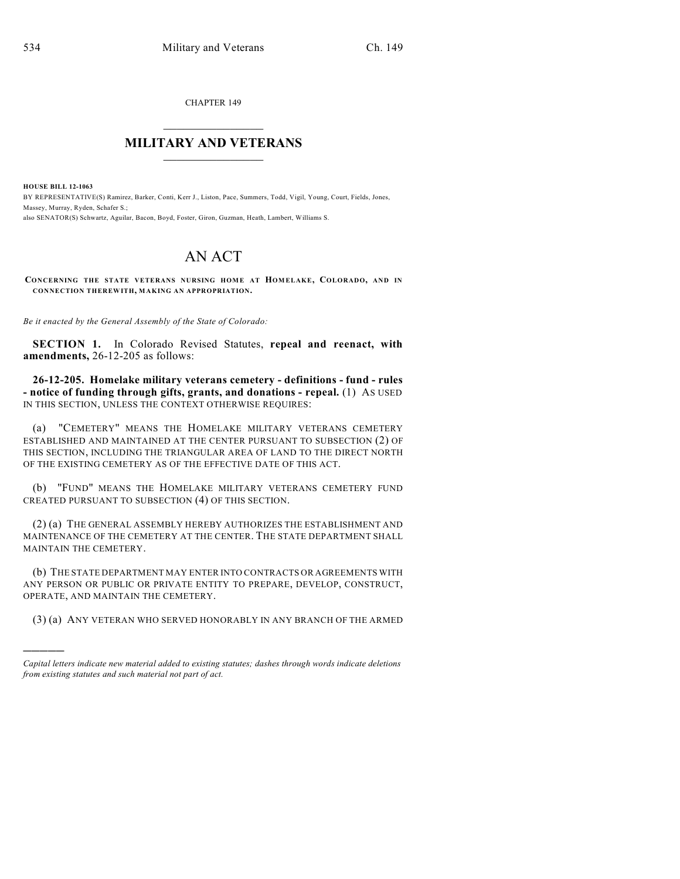CHAPTER 149

# MILITARY AND VETERANS

**HOUSE BILL 12-1063**

BY REPRESENTATIVE(S) Ramirez, Barker, Conti, Kerr J., Liston, Pace, Summers, Todd, Vigil, Young, Court, Fields, Jones, Massey, Murray, Ryden, Schafer S.;
also SENATOR(S) Schwartz, Aguilar, Bacon, Boyd, Foster, Giron, Guzman, Heath, Lambert, Williams S.

# AN ACT

**CONCERNING THE STATE VETERANS NURSING HOME AT HOMELAKE, COLORADO, AND IN CONNECTION THEREWITH, MAKING AN APPROPRIATION.**

*Be it enacted by the General Assembly of the State of Colorado:*

**SECTION 1.** In Colorado Revised Statutes, **repeal and reenact, with amendments,** 26-12-205 as follows:

**26-12-205. Homelake military veterans cemetery - definitions - fund - rules - notice of funding through gifts, grants, and donations - repeal.** (1) AS USED IN THIS SECTION, UNLESS THE CONTEXT OTHERWISE REQUIRES:

(a) "CEMETERY" MEANS THE HOMELAKE MILITARY VETERANS CEMETERY ESTABLISHED AND MAINTAINED AT THE CENTER PURSUANT TO SUBSECTION (2) OF THIS SECTION, INCLUDING THE TRIANGULAR AREA OF LAND TO THE DIRECT NORTH OF THE EXISTING CEMETERY AS OF THE EFFECTIVE DATE OF THIS ACT.

(b) "FUND" MEANS THE HOMELAKE MILITARY VETERANS CEMETERY FUND CREATED PURSUANT TO SUBSECTION (4) OF THIS SECTION.

(2) (a) THE GENERAL ASSEMBLY HEREBY AUTHORIZES THE ESTABLISHMENT AND MAINTENANCE OF THE CEMETERY AT THE CENTER. THE STATE DEPARTMENT SHALL MAINTAIN THE CEMETERY.

(b) THE STATE DEPARTMENT MAY ENTER INTO CONTRACTS OR AGREEMENTS WITH ANY PERSON OR PUBLIC OR PRIVATE ENTITY TO PREPARE, DEVELOP, CONSTRUCT, OPERATE, AND MAINTAIN THE CEMETERY.

(3) (a) ANY VETERAN WHO SERVED HONORABLY IN ANY BRANCH OF THE ARMED

---

*Capital letters indicate new material added to existing statutes; dashes through words indicate deletions from existing statutes and such material not part of act.*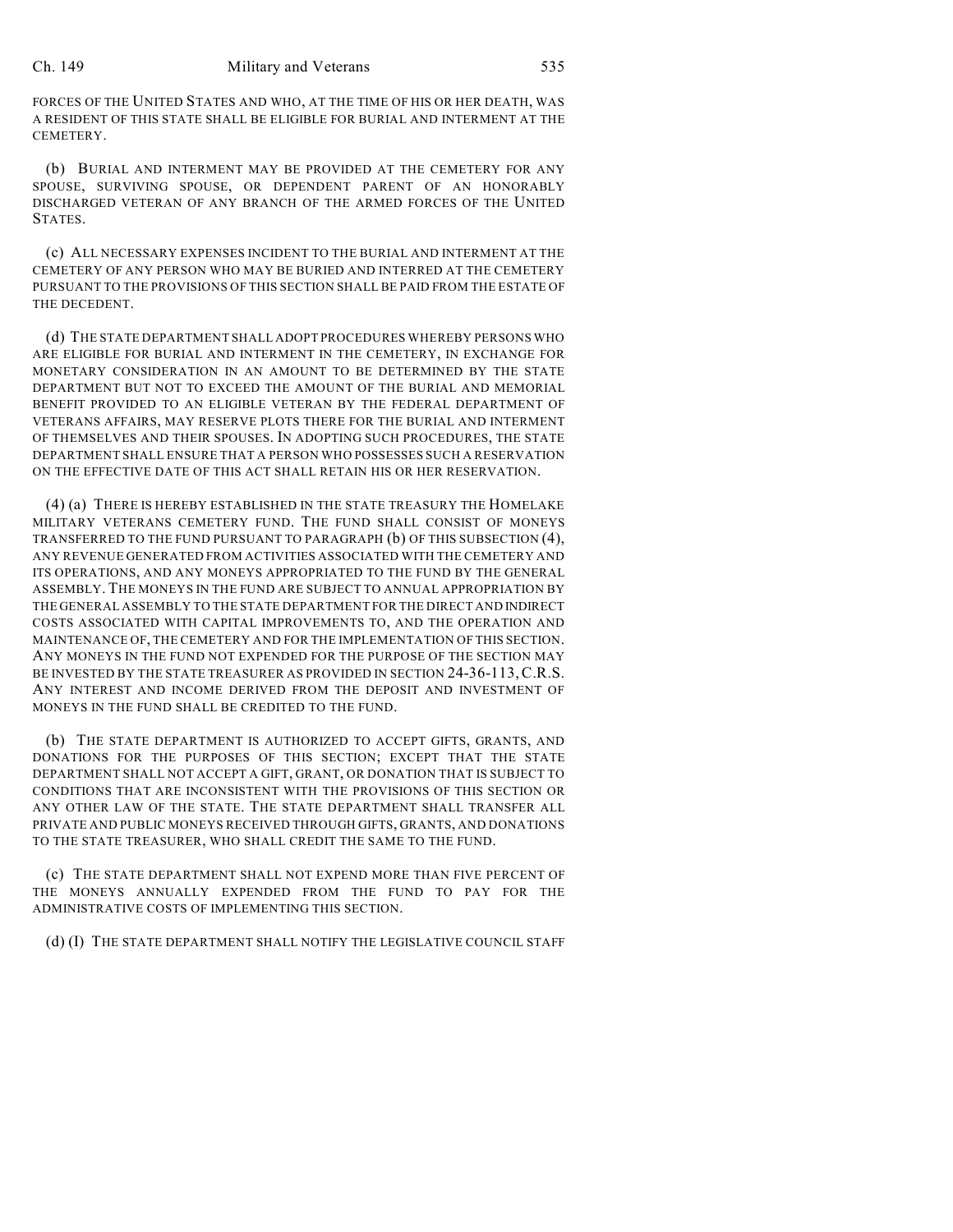FORCES OF THE UNITED STATES AND WHO, AT THE TIME OF HIS OR HER DEATH, WAS A RESIDENT OF THIS STATE SHALL BE ELIGIBLE FOR BURIAL AND INTERMENT AT THE CEMETERY.

(b) BURIAL AND INTERMENT MAY BE PROVIDED AT THE CEMETERY FOR ANY SPOUSE, SURVIVING SPOUSE, OR DEPENDENT PARENT OF AN HONORABLY DISCHARGED VETERAN OF ANY BRANCH OF THE ARMED FORCES OF THE UNITED STATES.

(c) ALL NECESSARY EXPENSES INCIDENT TO THE BURIAL AND INTERMENT AT THE CEMETERY OF ANY PERSON WHO MAY BE BURIED AND INTERRED AT THE CEMETERY PURSUANT TO THE PROVISIONS OF THIS SECTION SHALL BE PAID FROM THE ESTATE OF THE DECEDENT.

(d) THE STATE DEPARTMENT SHALL ADOPT PROCEDURES WHEREBY PERSONS WHO ARE ELIGIBLE FOR BURIAL AND INTERMENT IN THE CEMETERY, IN EXCHANGE FOR MONETARY CONSIDERATION IN AN AMOUNT TO BE DETERMINED BY THE STATE DEPARTMENT BUT NOT TO EXCEED THE AMOUNT OF THE BURIAL AND MEMORIAL BENEFIT PROVIDED TO AN ELIGIBLE VETERAN BY THE FEDERAL DEPARTMENT OF VETERANS AFFAIRS, MAY RESERVE PLOTS THERE FOR THE BURIAL AND INTERMENT OF THEMSELVES AND THEIR SPOUSES. IN ADOPTING SUCH PROCEDURES, THE STATE DEPARTMENT SHALL ENSURE THAT A PERSON WHO POSSESSES SUCH A RESERVATION ON THE EFFECTIVE DATE OF THIS ACT SHALL RETAIN HIS OR HER RESERVATION.

(4) (a) THERE IS HEREBY ESTABLISHED IN THE STATE TREASURY THE HOMELAKE MILITARY VETERANS CEMETERY FUND. THE FUND SHALL CONSIST OF MONEYS TRANSFERRED TO THE FUND PURSUANT TO PARAGRAPH (b) OF THIS SUBSECTION (4), ANY REVENUE GENERATED FROM ACTIVITIES ASSOCIATED WITH THE CEMETERY AND ITS OPERATIONS, AND ANY MONEYS APPROPRIATED TO THE FUND BY THE GENERAL ASSEMBLY. THE MONEYS IN THE FUND ARE SUBJECT TO ANNUAL APPROPRIATION BY THE GENERAL ASSEMBLY TO THE STATE DEPARTMENT FOR THE DIRECT AND INDIRECT COSTS ASSOCIATED WITH CAPITAL IMPROVEMENTS TO, AND THE OPERATION AND MAINTENANCE OF, THE CEMETERY AND FOR THE IMPLEMENTATION OF THIS SECTION. ANY MONEYS IN THE FUND NOT EXPENDED FOR THE PURPOSE OF THE SECTION MAY BE INVESTED BY THE STATE TREASURER AS PROVIDED IN SECTION 24-36-113, C.R.S. ANY INTEREST AND INCOME DERIVED FROM THE DEPOSIT AND INVESTMENT OF MONEYS IN THE FUND SHALL BE CREDITED TO THE FUND.

(b) THE STATE DEPARTMENT IS AUTHORIZED TO ACCEPT GIFTS, GRANTS, AND DONATIONS FOR THE PURPOSES OF THIS SECTION; EXCEPT THAT THE STATE DEPARTMENT SHALL NOT ACCEPT A GIFT, GRANT, OR DONATION THAT IS SUBJECT TO CONDITIONS THAT ARE INCONSISTENT WITH THE PROVISIONS OF THIS SECTION OR ANY OTHER LAW OF THE STATE. THE STATE DEPARTMENT SHALL TRANSFER ALL PRIVATE AND PUBLIC MONEYS RECEIVED THROUGH GIFTS, GRANTS, AND DONATIONS TO THE STATE TREASURER, WHO SHALL CREDIT THE SAME TO THE FUND.

(c) THE STATE DEPARTMENT SHALL NOT EXPEND MORE THAN FIVE PERCENT OF THE MONEYS ANNUALLY EXPENDED FROM THE FUND TO PAY FOR THE ADMINISTRATIVE COSTS OF IMPLEMENTING THIS SECTION.

(d) (I) THE STATE DEPARTMENT SHALL NOTIFY THE LEGISLATIVE COUNCIL STAFF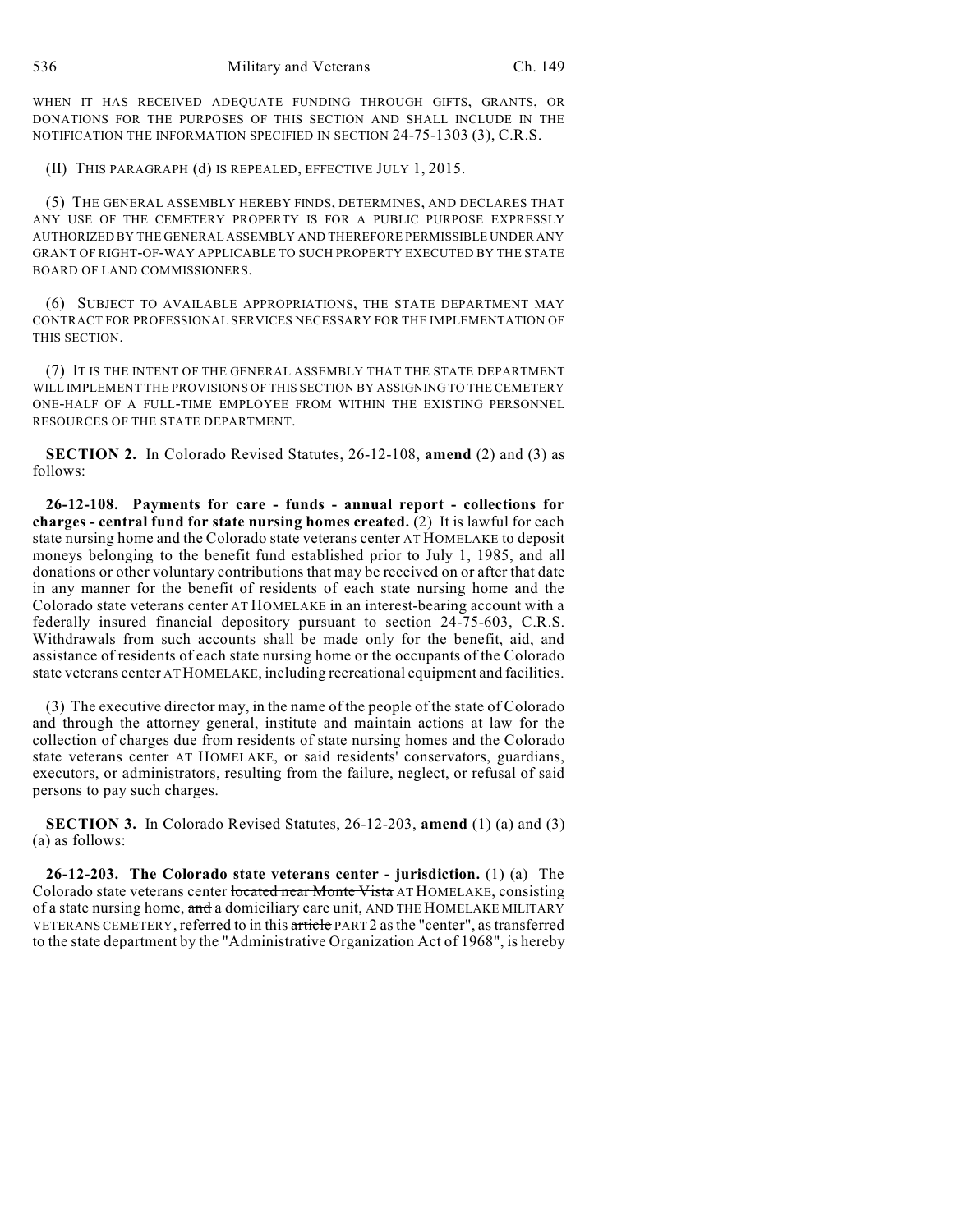WHEN IT HAS RECEIVED ADEQUATE FUNDING THROUGH GIFTS, GRANTS, OR DONATIONS FOR THE PURPOSES OF THIS SECTION AND SHALL INCLUDE IN THE NOTIFICATION THE INFORMATION SPECIFIED IN SECTION 24-75-1303 (3), C.R.S.

(II) THIS PARAGRAPH (d) IS REPEALED, EFFECTIVE JULY 1, 2015.

(5) THE GENERAL ASSEMBLY HEREBY FINDS, DETERMINES, AND DECLARES THAT ANY USE OF THE CEMETERY PROPERTY IS FOR A PUBLIC PURPOSE EXPRESSLY AUTHORIZED BY THE GENERAL ASSEMBLY AND THEREFORE PERMISSIBLE UNDER ANY GRANT OF RIGHT-OF-WAY APPLICABLE TO SUCH PROPERTY EXECUTED BY THE STATE BOARD OF LAND COMMISSIONERS.

(6) SUBJECT TO AVAILABLE APPROPRIATIONS, THE STATE DEPARTMENT MAY CONTRACT FOR PROFESSIONAL SERVICES NECESSARY FOR THE IMPLEMENTATION OF THIS SECTION.

(7) IT IS THE INTENT OF THE GENERAL ASSEMBLY THAT THE STATE DEPARTMENT WILL IMPLEMENT THE PROVISIONS OF THIS SECTION BY ASSIGNING TO THE CEMETERY ONE-HALF OF A FULL-TIME EMPLOYEE FROM WITHIN THE EXISTING PERSONNEL RESOURCES OF THE STATE DEPARTMENT.

**SECTION 2.** In Colorado Revised Statutes, 26-12-108, **amend** (2) and (3) as follows:

**26-12-108. Payments for care - funds - annual report - collections for charges - central fund for state nursing homes created.** (2) It is lawful for each state nursing home and the Colorado state veterans center AT HOMELAKE to deposit moneys belonging to the benefit fund established prior to July 1, 1985, and all donations or other voluntary contributions that may be received on or after that date in any manner for the benefit of residents of each state nursing home and the Colorado state veterans center AT HOMELAKE in an interest-bearing account with a federally insured financial depository pursuant to section 24-75-603, C.R.S. Withdrawals from such accounts shall be made only for the benefit, aid, and assistance of residents of each state nursing home or the occupants of the Colorado state veterans center AT HOMELAKE, including recreational equipment and facilities.

(3) The executive director may, in the name of the people of the state of Colorado and through the attorney general, institute and maintain actions at law for the collection of charges due from residents of state nursing homes and the Colorado state veterans center AT HOMELAKE, or said residents' conservators, guardians, executors, or administrators, resulting from the failure, neglect, or refusal of said persons to pay such charges.

**SECTION 3.** In Colorado Revised Statutes, 26-12-203, **amend** (1) (a) and (3) (a) as follows:

**26-12-203. The Colorado state veterans center - jurisdiction.** (1) (a) The Colorado state veterans center ~~located near Monte Vista~~ AT HOMELAKE, consisting of a state nursing home, ~~and~~ a domiciliary care unit, AND THE HOMELAKE MILITARY VETERANS CEMETERY, referred to in this ~~article~~ PART 2 as the "center", as transferred to the state department by the "Administrative Organization Act of 1968", is hereby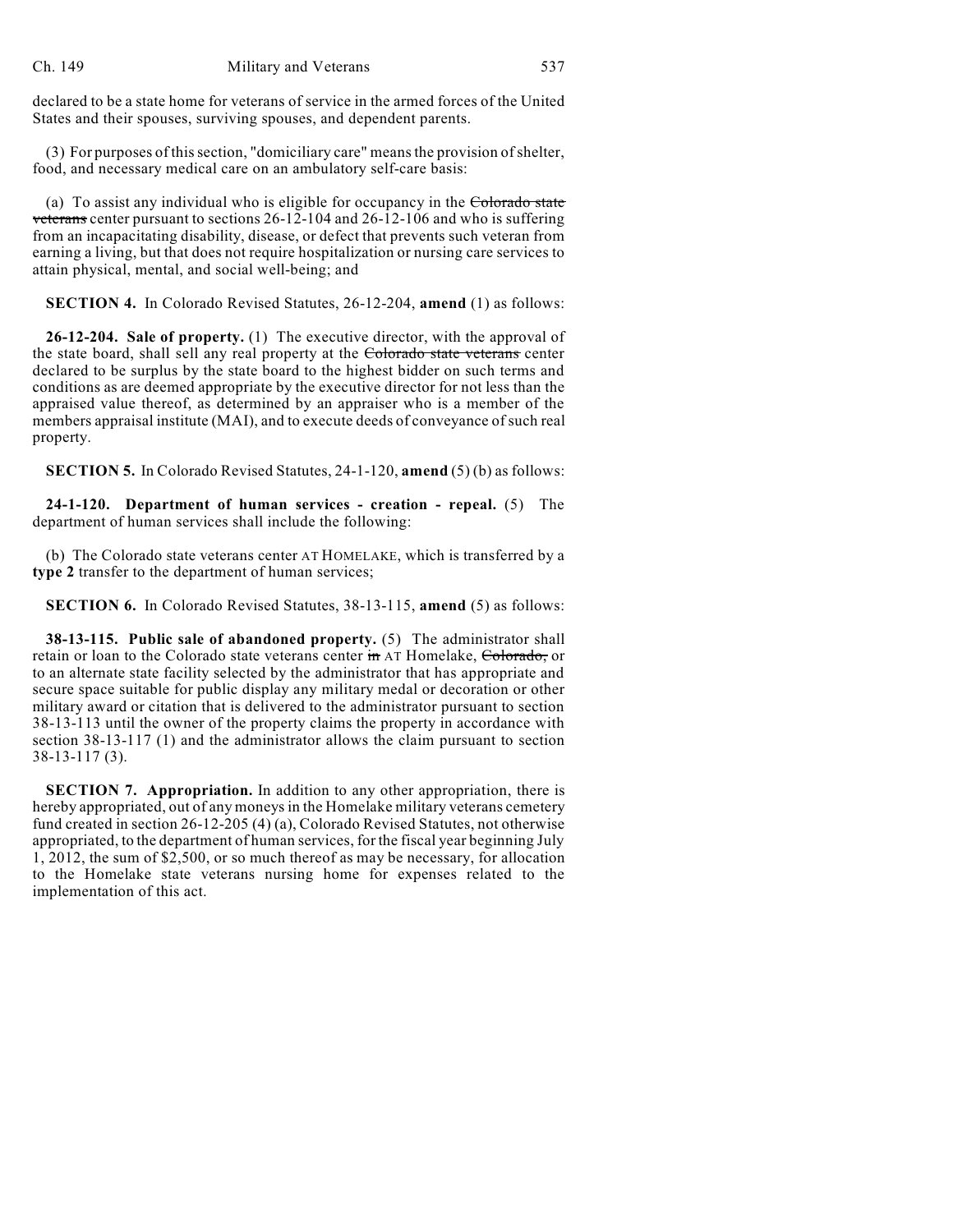declared to be a state home for veterans of service in the armed forces of the United States and their spouses, surviving spouses, and dependent parents.

(3) For purposes of this section, "domiciliary care" means the provision of shelter, food, and necessary medical care on an ambulatory self-care basis:

(a) To assist any individual who is eligible for occupancy in the ~~Colorado state veterans~~ center pursuant to sections 26-12-104 and 26-12-106 and who is suffering from an incapacitating disability, disease, or defect that prevents such veteran from earning a living, but that does not require hospitalization or nursing care services to attain physical, mental, and social well-being; and

**SECTION 4.** In Colorado Revised Statutes, 26-12-204, **amend** (1) as follows:

**26-12-204. Sale of property.** (1) The executive director, with the approval of the state board, shall sell any real property at the ~~Colorado state veterans~~ center declared to be surplus by the state board to the highest bidder on such terms and conditions as are deemed appropriate by the executive director for not less than the appraised value thereof, as determined by an appraiser who is a member of the members appraisal institute (MAI), and to execute deeds of conveyance of such real property.

**SECTION 5.** In Colorado Revised Statutes, 24-1-120, **amend** (5) (b) as follows:

**24-1-120. Department of human services - creation - repeal.** (5) The department of human services shall include the following:

(b) The Colorado state veterans center AT HOMELAKE, which is transferred by a **type 2** transfer to the department of human services;

**SECTION 6.** In Colorado Revised Statutes, 38-13-115, **amend** (5) as follows:

**38-13-115. Public sale of abandoned property.** (5) The administrator shall retain or loan to the Colorado state veterans center ~~in~~ AT Homelake, ~~Colorado,~~ or to an alternate state facility selected by the administrator that has appropriate and secure space suitable for public display any military medal or decoration or other military award or citation that is delivered to the administrator pursuant to section 38-13-113 until the owner of the property claims the property in accordance with section 38-13-117 (1) and the administrator allows the claim pursuant to section 38-13-117 (3).

**SECTION 7. Appropriation.** In addition to any other appropriation, there is hereby appropriated, out of any moneys in the Homelake military veterans cemetery fund created in section 26-12-205 (4) (a), Colorado Revised Statutes, not otherwise appropriated, to the department of human services, for the fiscal year beginning July 1, 2012, the sum of $2,500, or so much thereof as may be necessary, for allocation to the Homelake state veterans nursing home for expenses related to the implementation of this act.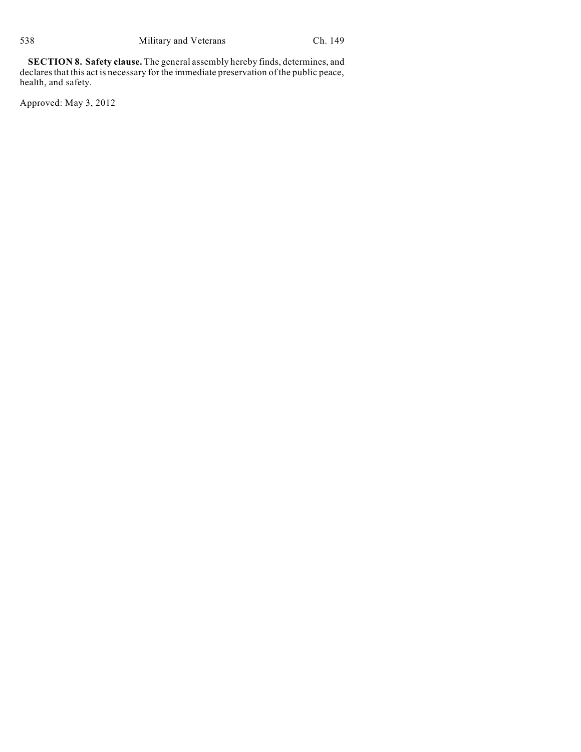**SECTION 8. Safety clause.** The general assembly hereby finds, determines, and declares that this act is necessary for the immediate preservation of the public peace, health, and safety.

Approved: May 3, 2012